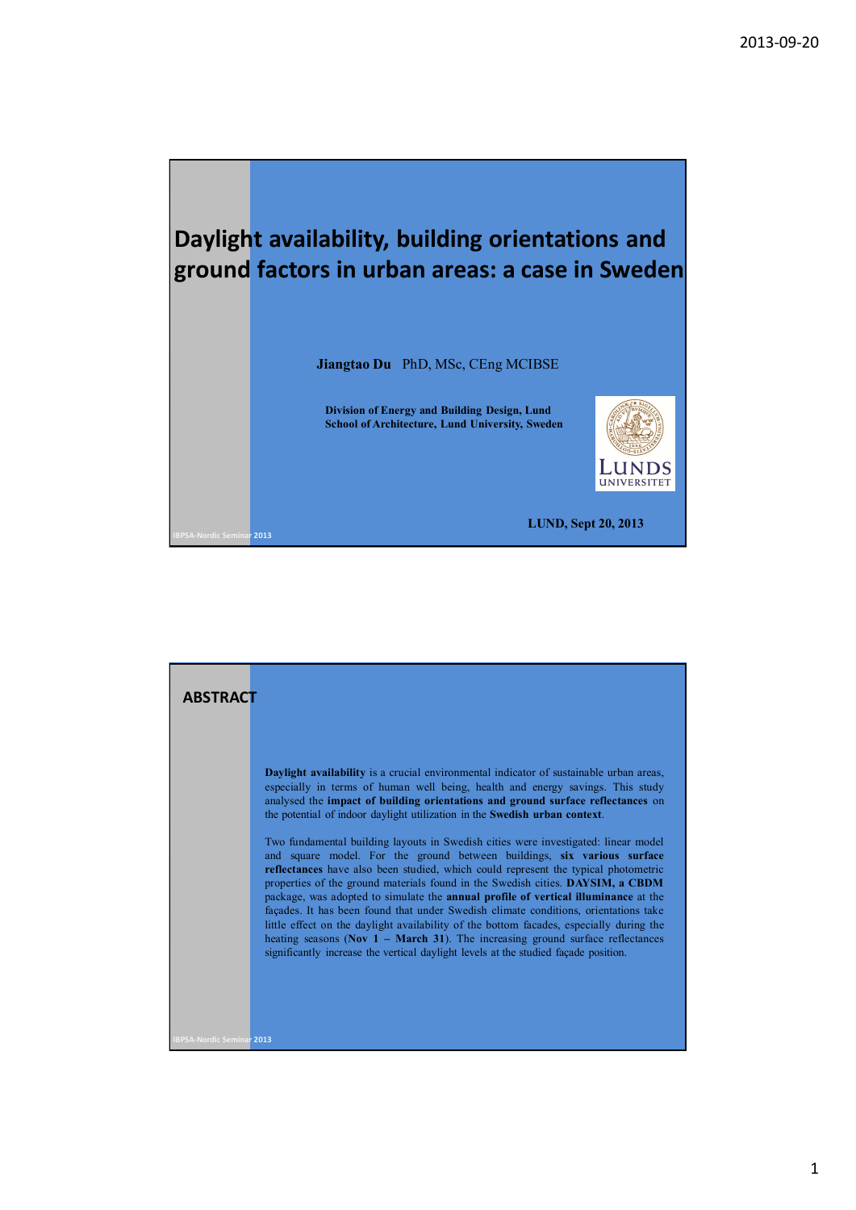# Daylight availability, building orientations and ground factors in urban areas: a case in Sweden

**Jiangtao Du** PhD, MSc, CEng MCIBSE

**Division of Energy and Building Design, Lund School of Architecture, Lund University, Sweden**

LUNDS UNIVERSITET

**LUND, Sept 20, 2013**

## ABSTRACT

**Daylight availability** is a crucial environmental indicator of sustainable urban areas, especially in terms of human well being, health and energy savings. This study analysed the **impact of building orientations and ground surface reflectances** on the potential of indoor daylight utilization in the **Swedish urban context**.

Two fundamental building layouts in Swedish cities were investigated: linear model and square model. For the ground between buildings, **six various surface reflectances** have also been studied, which could represent the typical photometric properties of the ground materials found in the Swedish cities. **DAYSIM, a CBDM** package, was adopted to simulate the **annual profile of vertical illuminance** at the façades. It has been found that under Swedish climate conditions, orientations take little effect on the daylight availability of the bottom facades, especially during the heating seasons (**Nov 1 – March 31**). The increasing ground surface reflectances significantly increase the vertical daylight levels at the studied façade position.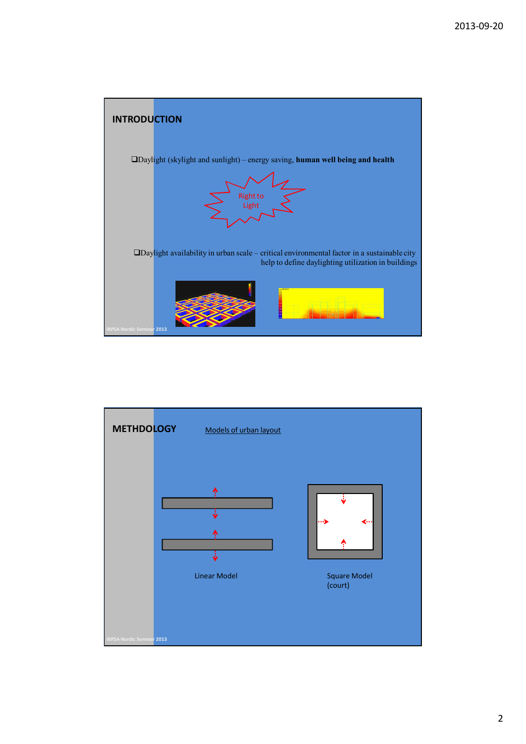## INTRODUCTION

- Daylight (skylight and sunlight) – energy saving, **human well being and health**

Right to Light

- Daylight availability in urban scale – critical environmental factor in a sustainable city help to define daylighting utilization in buildings

IBPSA-Nordic Seminar 2013

## METHDOLOGY

Models of urban layout

Linear Model

Square Model (court)

IBPSA-Nordic Seminar 2013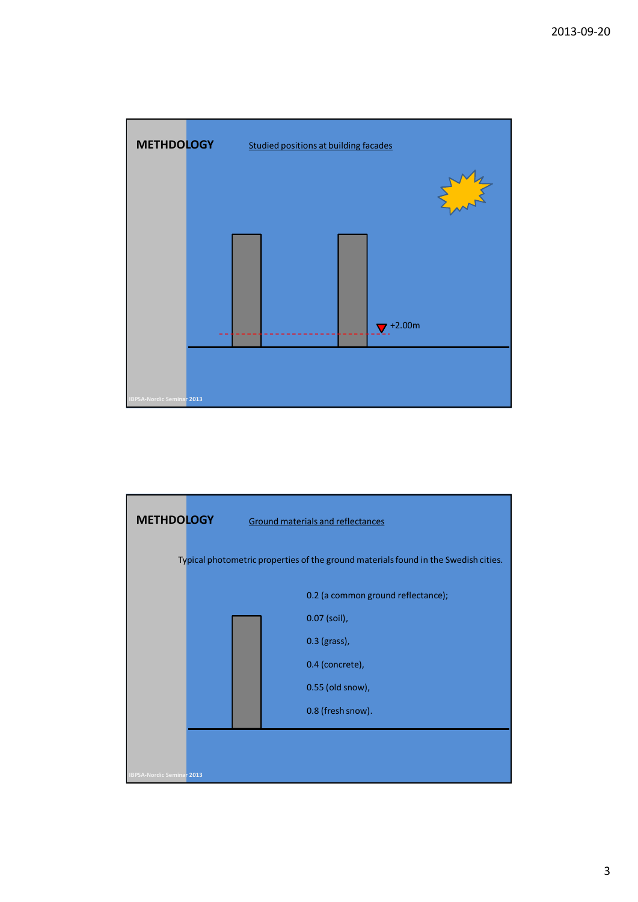## METHDOLOGY

Studied positions at building facades

+2.00m

## METHDOLOGY

Ground materials and reflectances

Typical photometric properties of the ground materials found in the Swedish cities.

0.2 (a common ground reflectance);

0.07 (soil),

0.3 (grass),

0.4 (concrete),

0.55 (old snow),

0.8 (fresh snow).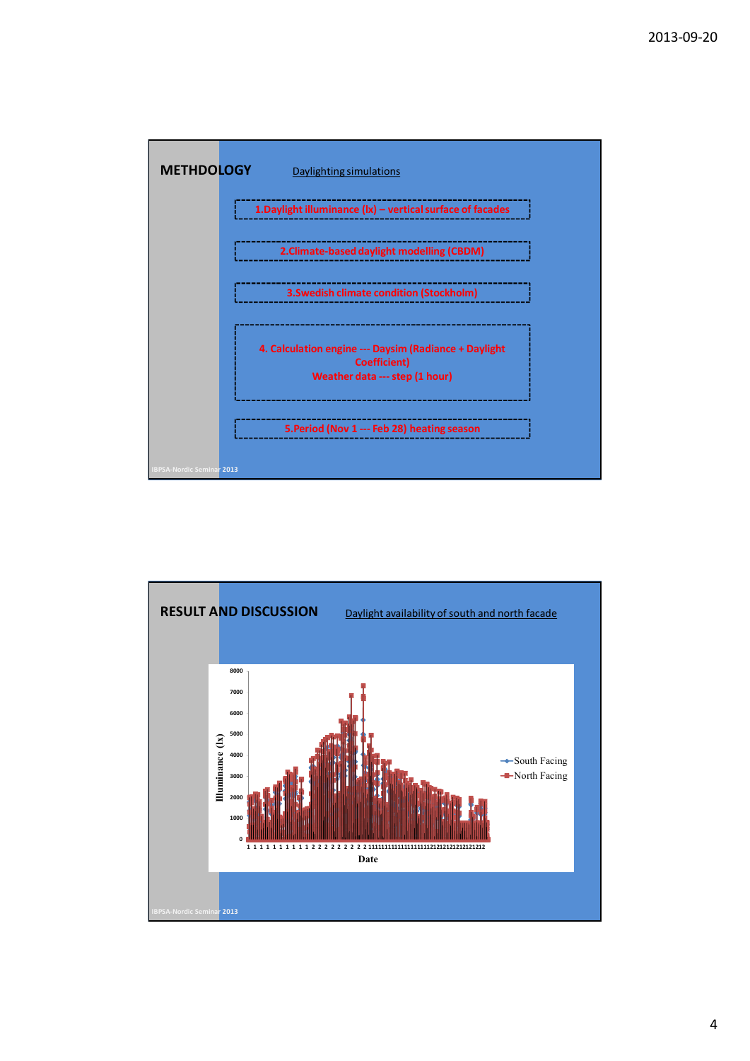## METHDOLOGY

Daylighting simulations

1. Daylight illuminance (lx) – vertical surface of facades

2. Climate-based daylight modelling (CBDM)

3. Swedish climate condition (Stockholm)

4. Calculation engine --- Daysim (Radiance + Daylight Coefficient)
   Weather data --- step (1 hour)

5. Period (Nov 1 --- Feb 28) heating season

## RESULT AND DISCUSSION

Daylight availability of south and north facade

Illuminance (lx)

8000
7000
6000
5000
4000
3000
2000
1000
0

Date

South Facing
North Facing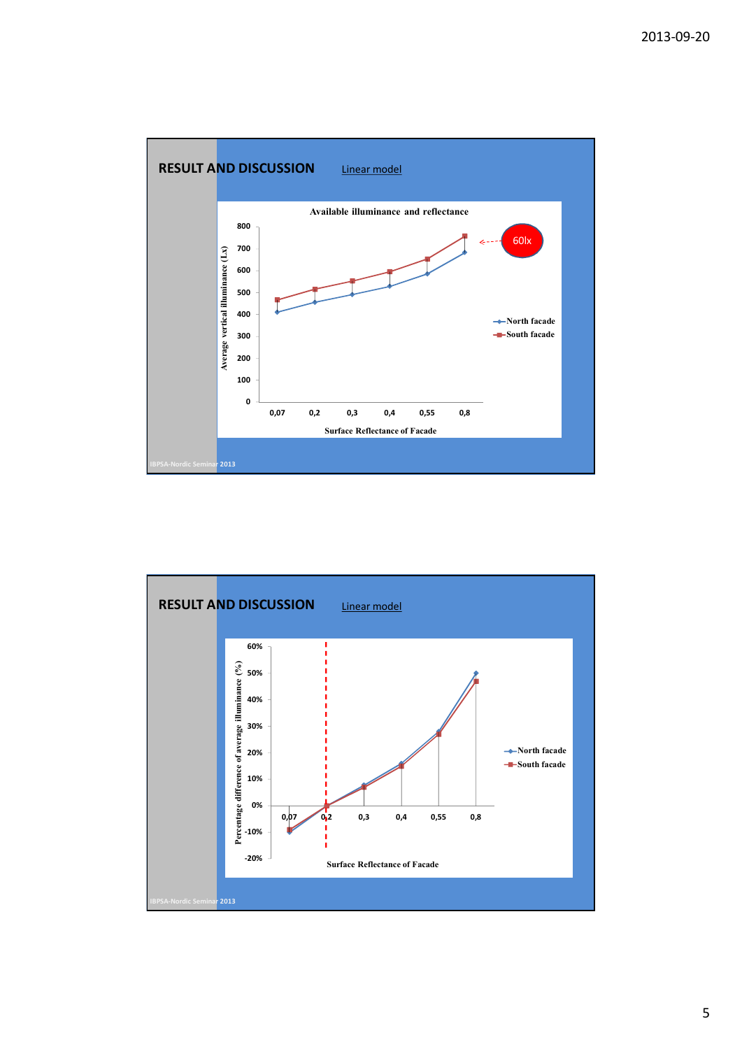## RESULT AND DISCUSSION

Linear model

**Available illuminance and reflectance**

Average vertical illuminance (Lx)

60lx

North facade
South facade

Surface Reflectance of Facade

0,07 | 0,2 | 0,3 | 0,4 | 0,55 | 0,8

IBPSA-Nordic Seminar 2013

## RESULT AND DISCUSSION

Linear model

Percentage difference of average illuminance (%)

North facade
South facade

Surface Reflectance of Facade

0,07 | 0,2 | 0,3 | 0,4 | 0,55 | 0,8

IBPSA-Nordic Seminar 2013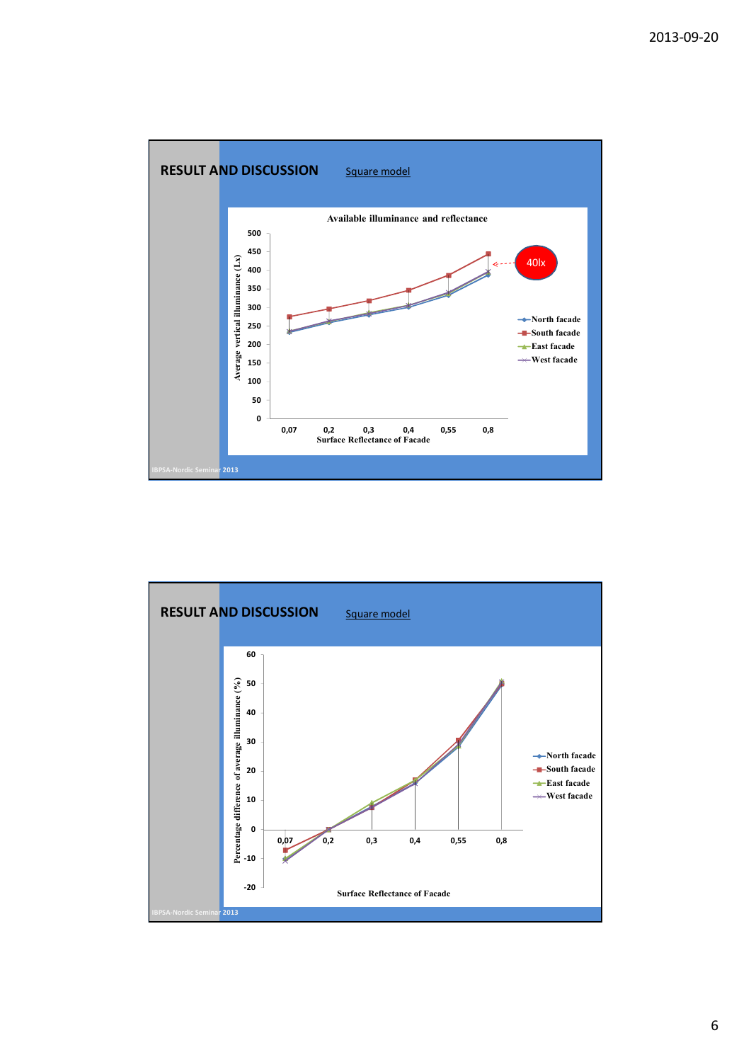## RESULT AND DISCUSSION

Square model

**Available illuminance and reflectance**

Average vertical illuminance (Lx) vs. Surface Reflectance of Facade (0,07; 0,2; 0,3; 0,4; 0,55; 0,8)

- North facade
- South facade
- East facade
- West facade

40lx

IBPSA-Nordic Seminar 2013

## RESULT AND DISCUSSION

Square model

Percentage difference of average illuminance (%) vs. Surface Reflectance of Facade (0,07; 0,2; 0,3; 0,4; 0,55; 0,8)

- North facade
- South facade
- East facade
- West facade

IBPSA-Nordic Seminar 2013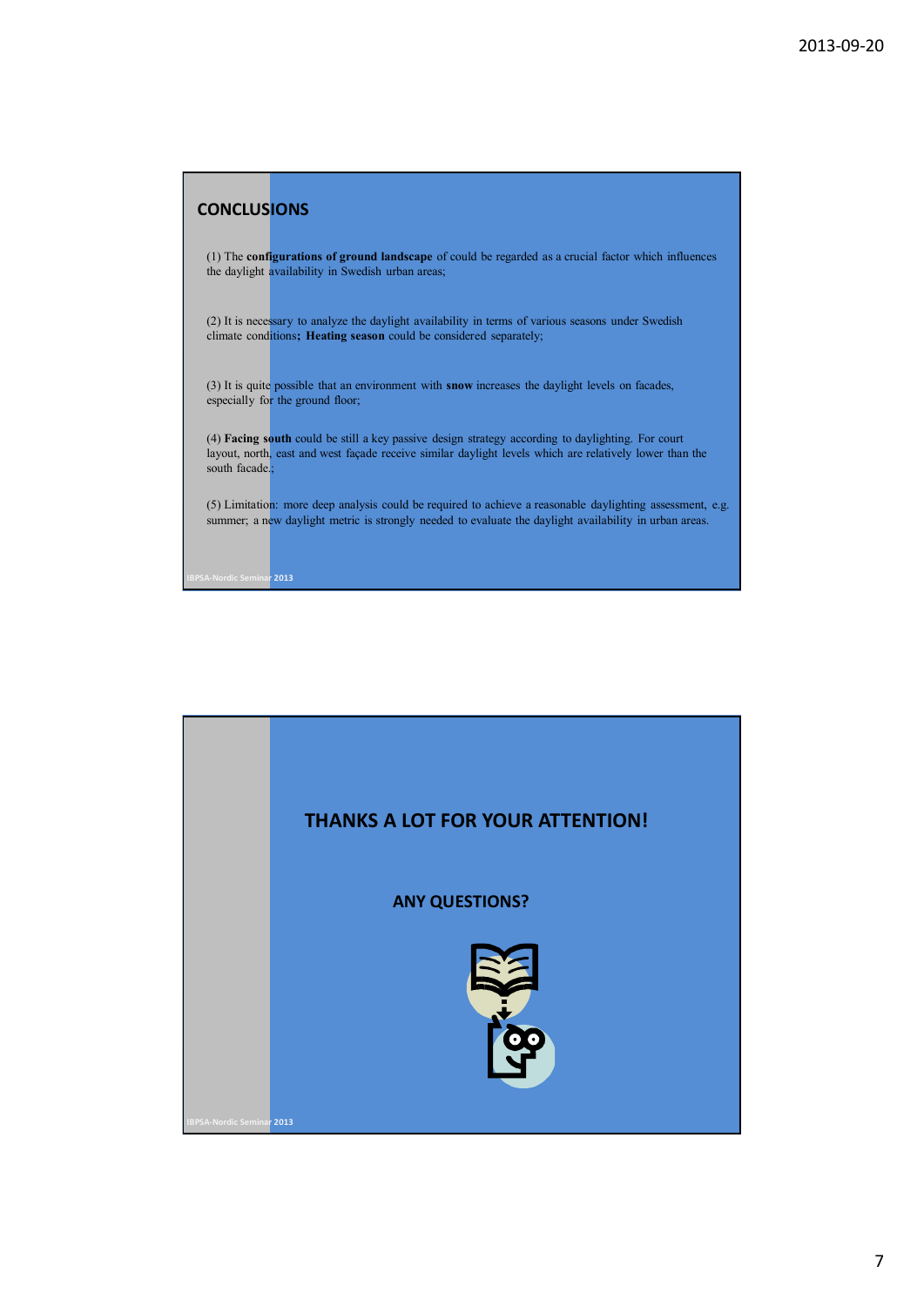## CONCLUSIONS

(1) The **configurations of ground landscape** of could be regarded as a crucial factor which influences the daylight availability in Swedish urban areas;

(2) It is necessary to analyze the daylight availability in terms of various seasons under Swedish climate conditions**; Heating season** could be considered separately;

(3) It is quite possible that an environment with **snow** increases the daylight levels on facades, especially for the ground floor;

(4) **Facing south** could be still a key passive design strategy according to daylighting. For court layout, north, east and west façade receive similar daylight levels which are relatively lower than the south facade.;

(5) Limitation: more deep analysis could be required to achieve a reasonable daylighting assessment, e.g. summer; a new daylight metric is strongly needed to evaluate the daylight availability in urban areas.

## THANKS A LOT FOR YOUR ATTENTION!

**ANY QUESTIONS?**